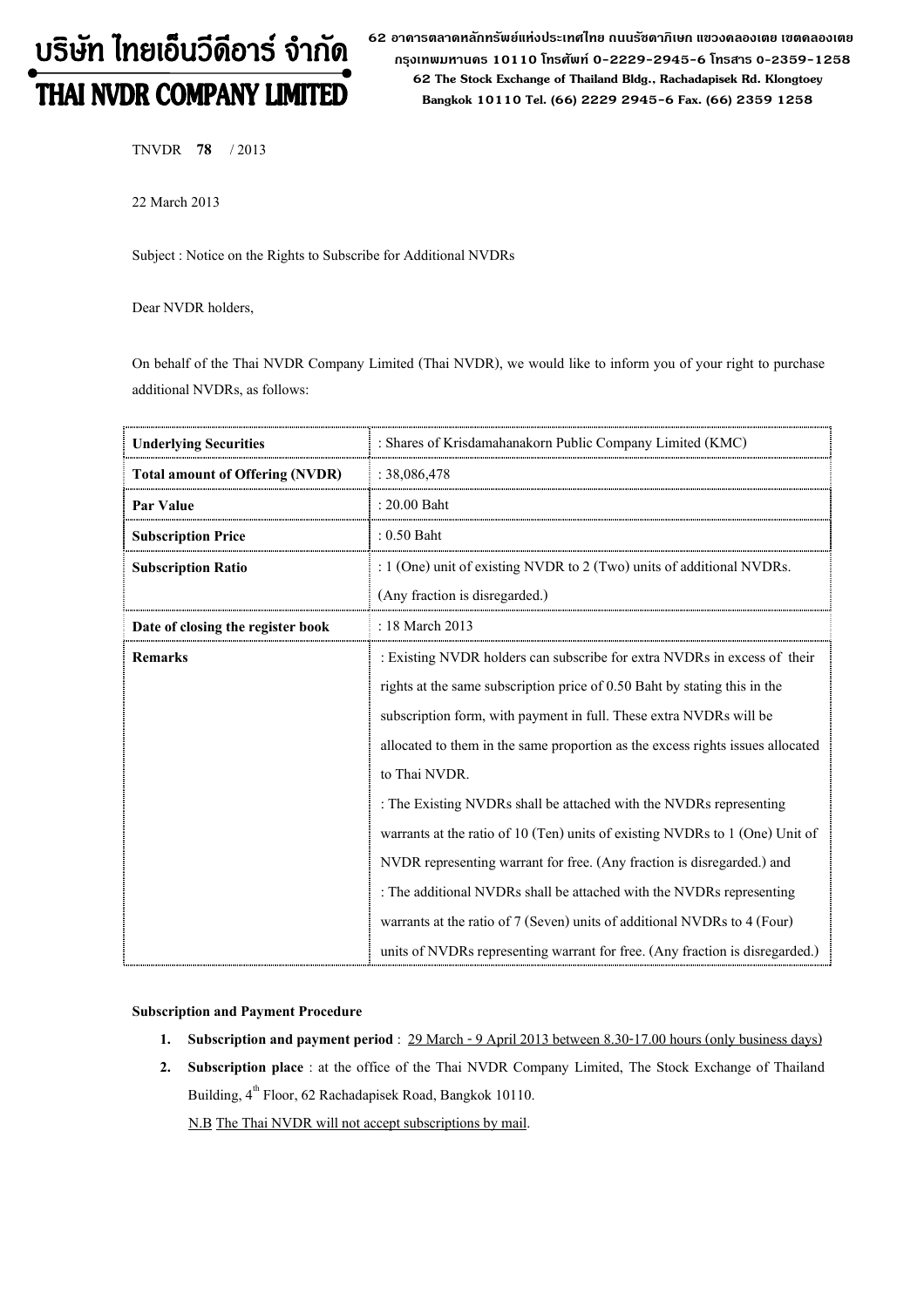# บริษัท ไทยเอ็นวีดีอาร์ จำกัด
# THAI NVDR COMPANY LIMITED

62 อาคารตลาดหลักทรัพย์แห่งประเทศไทย ถนนรัชดาภิเษก แขวงคลองเตย เขตคลองเตย กรุงเทพมหานคร 10110 โทรศัพท์ 0-2229-2945-6 โทรสาร 0-2359-1258
62 The Stock Exchange of Thailand Bldg., Rachadapisek Rd. Klongtoey Bangkok 10110 Tel. (66) 2229 2945-6 Fax. (66) 2359 1258

TNVDR **78** / 2013

22 March 2013

Subject : Notice on the Rights to Subscribe for Additional NVDRs

Dear NVDR holders,

On behalf of the Thai NVDR Company Limited (Thai NVDR), we would like to inform you of your right to purchase additional NVDRs, as follows:

| **Underlying Securities** | : Shares of Krisdamahanakorn Public Company Limited (KMC) |
|---|---|
| **Total amount of Offering (NVDR)** | : 38,086,478 |
| **Par Value** | : 20.00 Baht |
| **Subscription Price** | : 0.50 Baht |
| **Subscription Ratio** | : 1 (One) unit of existing NVDR to 2 (Two) units of additional NVDRs. (Any fraction is disregarded.) |
| **Date of closing the register book** | : 18 March 2013 |
| **Remarks** | : Existing NVDR holders can subscribe for extra NVDRs in excess of their rights at the same subscription price of 0.50 Baht by stating this in the subscription form, with payment in full. These extra NVDRs will be allocated to them in the same proportion as the excess rights issues allocated to Thai NVDR.<br>: The Existing NVDRs shall be attached with the NVDRs representing warrants at the ratio of 10 (Ten) units of existing NVDRs to 1 (One) Unit of NVDR representing warrant for free. (Any fraction is disregarded.) and<br>: The additional NVDRs shall be attached with the NVDRs representing warrants at the ratio of 7 (Seven) units of additional NVDRs to 4 (Four) units of NVDRs representing warrant for free. (Any fraction is disregarded.) |

**Subscription and Payment Procedure**

1. **Subscription and payment period** : 29 March - 9 April 2013 between 8.30-17.00 hours (only business days)
2. **Subscription place** : at the office of the Thai NVDR Company Limited, The Stock Exchange of Thailand Building, 4th Floor, 62 Rachadapisek Road, Bangkok 10110.

   N.B The Thai NVDR will not accept subscriptions by mail.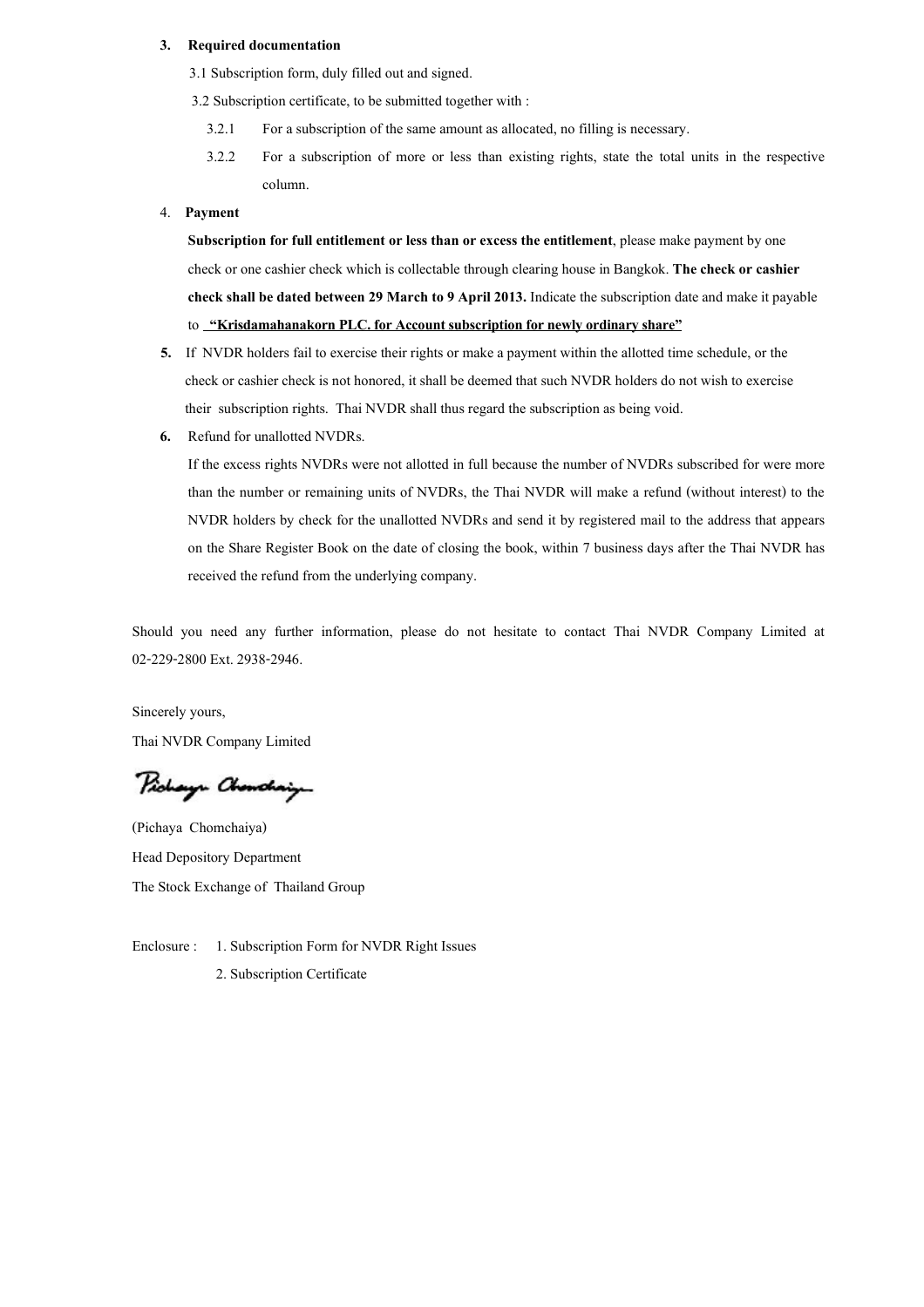3. **Required documentation**

   3.1 Subscription form, duly filled out and signed.

   3.2 Subscription certificate, to be submitted together with :

   3.2.1 For a subscription of the same amount as allocated, no filling is necessary.

   3.2.2 For a subscription of more or less than existing rights, state the total units in the respective column.

4. **Payment**

   **Subscription for full entitlement or less than or excess the entitlement**, please make payment by one check or one cashier check which is collectable through clearing house in Bangkok. **The check or cashier check shall be dated between 29 March to 9 April 2013.** Indicate the subscription date and make it payable to **"Krisdamahanakorn PLC. for Account subscription for newly ordinary share"**

5. If NVDR holders fail to exercise their rights or make a payment within the allotted time schedule, or the check or cashier check is not honored, it shall be deemed that such NVDR holders do not wish to exercise their subscription rights. Thai NVDR shall thus regard the subscription as being void.

6. Refund for unallotted NVDRs.

   If the excess rights NVDRs were not allotted in full because the number of NVDRs subscribed for were more than the number or remaining units of NVDRs, the Thai NVDR will make a refund (without interest) to the NVDR holders by check for the unallotted NVDRs and send it by registered mail to the address that appears on the Share Register Book on the date of closing the book, within 7 business days after the Thai NVDR has received the refund from the underlying company.

Should you need any further information, please do not hesitate to contact Thai NVDR Company Limited at 02-229-2800 Ext. 2938-2946.

Sincerely yours,

Thai NVDR Company Limited

(Pichaya Chomchaiya)

Head Depository Department

The Stock Exchange of Thailand Group

Enclosure : 1. Subscription Form for NVDR Right Issues

2. Subscription Certificate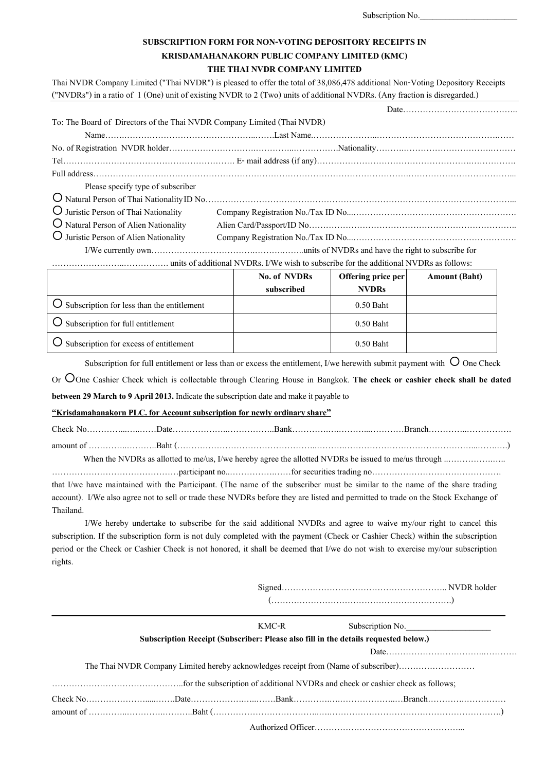Subscription No.______________________

**SUBSCRIPTION FORM FOR NON-VOTING DEPOSITORY RECEIPTS IN**
**KRISDAMAHANAKORN PUBLIC COMPANY LIMITED (KMC)**
**THE THAI NVDR COMPANY LIMITED**

Thai NVDR Company Limited ("Thai NVDR") is pleased to offer the total of 38,086,478 additional Non-Voting Depository Receipts ("NVDRs") in a ratio of 1 (One) unit of existing NVDR to 2 (Two) units of additional NVDRs. (Any fraction is disregarded.)

Date…………………………………..

To: The Board of Directors of the Thai NVDR Company Limited (Thai NVDR)

Name……..……………………………………..…….Last Name.…………………..……………………………………….……

No. of Registration NVDR holder……………………….…………..…………….Nationality……….…………………………….………

Tel……………………………………………………. E- mail address (if any)……………………………………………………….…………….

Full address…………………………………………………………………………………………………….……………………………...

Please specify type of subscriber

○ Natural Person of Thai Nationality ID No……………………….……………………………………………………………………...

○ Juristic Person of Thai Nationality Company Registration No./Tax ID No...………………………………………………….

○ Natural Person of Alien Nationality Alien Card/Passport/ID No……………………………………………………………..

○ Juristic Person of Alien Nationality Company Registration No./Tax ID No...………………………………………………….

I/We currently own……………………………….……….……..units of NVDRs and have the right to subscribe for ……………………..……………. units of additional NVDRs. I/We wish to subscribe for the additional NVDRs as follows:

| | No. of NVDRs subscribed | Offering price per NVDRs | Amount (Baht) |
|---|---|---|---|
| ○ Subscription for less than the entitlement | | 0.50 Baht | |
| ○ Subscription for full entitlement | | 0.50 Baht | |
| ○ Subscription for excess of entitlement | | 0.50 Baht | |

Subscription for full entitlement or less than or excess the entitlement, I/we herewith submit payment with ○ One Check Or ○ One Cashier Check which is collectable through Clearing House in Bangkok. **The check or cashier check shall be dated between 29 March to 9 April 2013.** Indicate the subscription date and make it payable to

**"Krisdamahanakorn PLC. for Account subscription for newly ordinary share"**

Check No………...…...……Date………………...……………..Bank………….….……...…………Branch…………..…………….

amount of …………..………..Baht (…………………………………………..……….………………………………………...….…..)

When the NVDRs as allotted to me/us, I/we hereby agree the allotted NVDRs be issued to me/us through ..……………….….. ………………………………………participant no..………………..……for securities trading no………………………………………. that I/we have maintained with the Participant. (The name of the subscriber must be similar to the name of the share trading account). I/We also agree not to sell or trade these NVDRs before they are listed and permitted to trade on the Stock Exchange of Thailand.

I/We hereby undertake to subscribe for the said additional NVDRs and agree to waive my/our right to cancel this subscription. If the subscription form is not duly completed with the payment (Check or Cashier Check) within the subscription period or the Check or Cashier Check is not honored, it shall be deemed that I/we do not wish to exercise my/our subscription rights.

Signed…………………………………………………….. NVDR holder

(……………………………………………………….)

---

KMC-R Subscription No.___________________

**Subscription Receipt (Subscriber: Please also fill in the details requested below.)**

Date……………………………..…………

The Thai NVDR Company Limited hereby acknowledges receipt from (Name of subscriber)………………………

………………………………………..for the subscription of additional NVDRs and check or cashier check as follows;

Check No…………………......……Date…………………..…….Bank……………..………………..…Branch………….……………

amount of …………..…………….………..Baht (……………………………..….……………………………………………………….)

Authorized Officer……………………………………………...